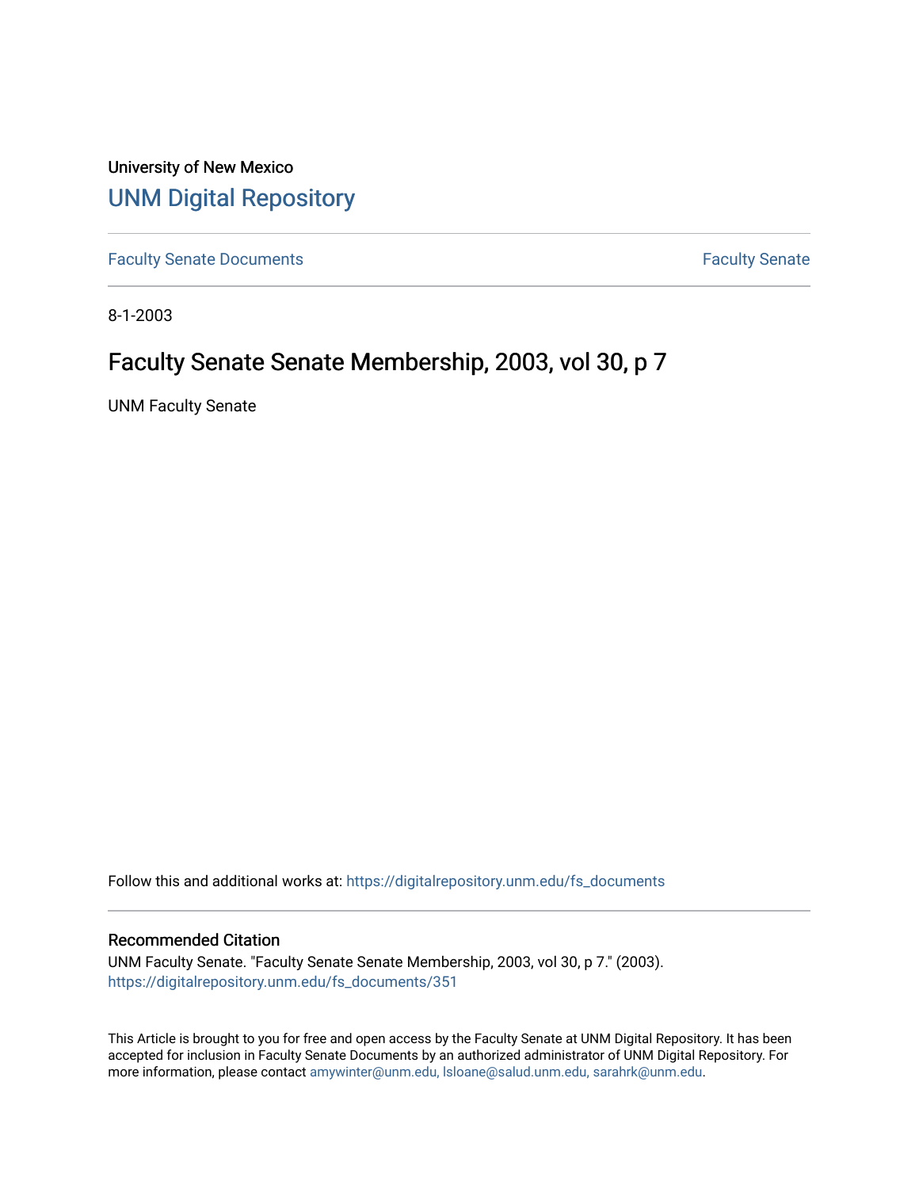University of New Mexico

# UNM Digital Repository

Faculty Senate Documents | Faculty Senate

8-1-2003

## Faculty Senate Senate Membership, 2003, vol 30, p 7

UNM Faculty Senate

Follow this and additional works at: https://digitalrepository.unm.edu/fs_documents

### Recommended Citation

UNM Faculty Senate. "Faculty Senate Senate Membership, 2003, vol 30, p 7." (2003). https://digitalrepository.unm.edu/fs_documents/351

This Article is brought to you for free and open access by the Faculty Senate at UNM Digital Repository. It has been accepted for inclusion in Faculty Senate Documents by an authorized administrator of UNM Digital Repository. For more information, please contact amywinter@unm.edu, lsloane@salud.unm.edu, sarahrk@unm.edu.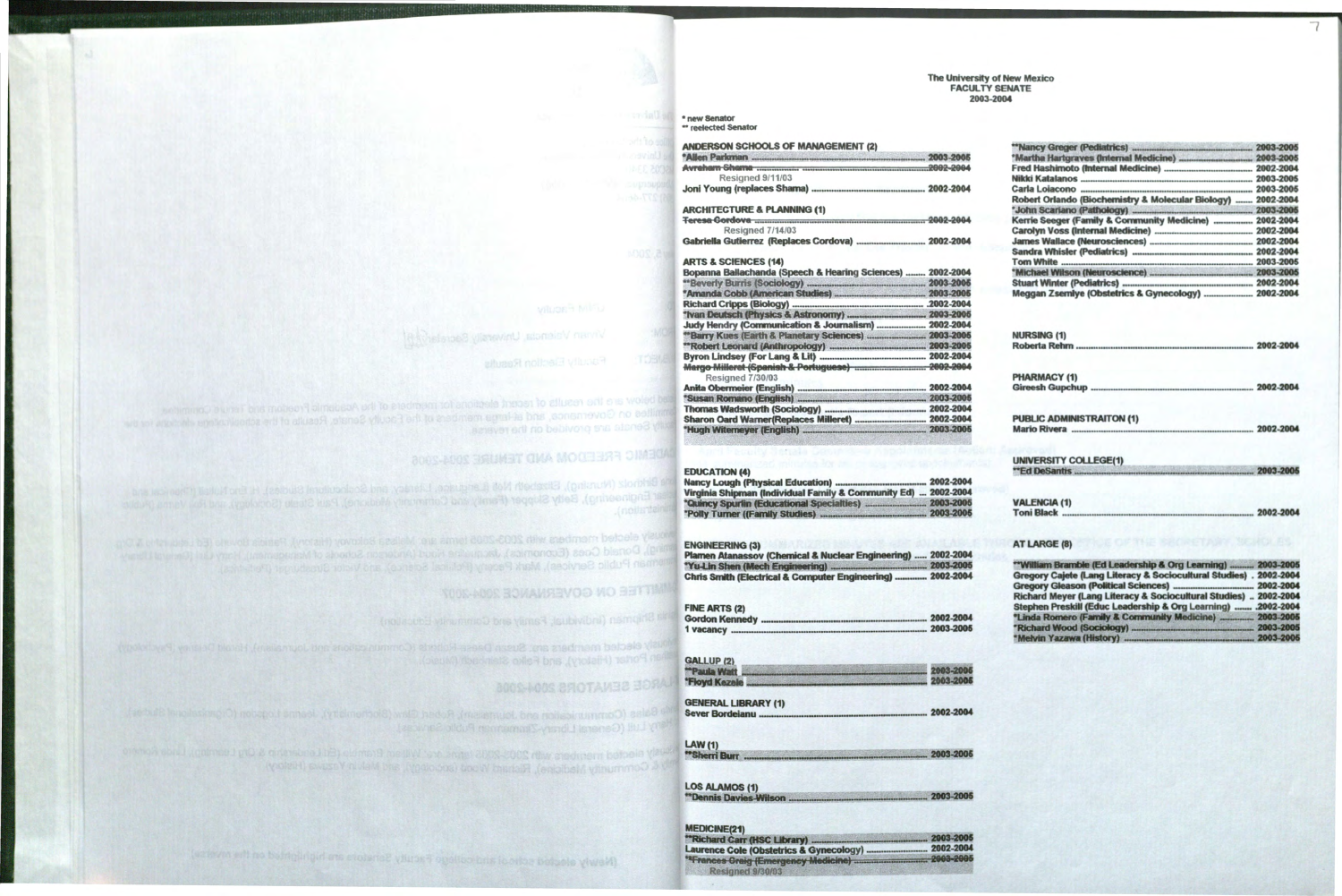# The University of New Mexico
## FACULTY SENATE
### 2003-2004

\* new Senator
\*\* reelected Senator

**ANDERSON SCHOOLS OF MANAGEMENT (2)**

*Allen Parkman ............ 2003-2005
~~Avraham Shama ............ 2002-2004~~
Resigned 9/11/03
Joni Young (replaces Shama) ............ 2002-2004

**ARCHITECTURE & PLANNING (1)**

~~Teresa Cordova ............ 2002-2004~~
Resigned 7/14/03
Gabriella Gutierrez (Replaces Cordova) ............ 2002-2004

**ARTS & SCIENCES (14)**

Bopanna Ballachanda (Speech & Hearing Sciences) ............ 2002-2004
**Beverly Burris (Sociology) ............ 2003-2005
*Amanda Cobb (American Studies) ............ 2003-2005
Richard Cripps (Biology) ............ 2002-2004
*Ivan Deutsch (Physics & Astronomy) ............ 2003-2005
Judy Hendry (Communication & Journalism) ............ 2002-2004
**Barry Kues (Earth & Planetary Sciences) ............ 2003-2005
**Robert Leonard (Anthropology) ............ 2003-2005
Byron Lindsey (For Lang & Lit) ............ 2002-2004
~~Margo Milleret (Spanish & Portuguese) ............ 2002-2004~~
Resigned 7/30/03
Anita Obermeier (English) ............ 2002-2004
*Susan Romano (English) ............ 2003-2005
Thomas Wadsworth (Sociology) ............ 2002-2004
Sharon Oard Warner(Replaces Milleret) ............ 2002-2004
*Hugh Witemeyer (English) ............ 2003-2005

**EDUCATION (4)**

Nancy Lough (Physical Education) ............ 2002-2004
Virginia Shipman (Individual Family & Community Ed) ............ 2002-2004
*Quincy Spurlin (Educational Specialties) ............ 2003-2005
*Polly Turner ((Family Studies) ............ 2003-2005

**ENGINEERING (3)**

Plamen Atanassov (Chemical & Nuclear Engineering) ............ 2002-2004
*Yu-Lin Shen (Mech Engineering) ............ 2003-2005
Chris Smith (Electrical & Computer Engineering) ............ 2002-2004

**FINE ARTS (2)**

Gordon Kennedy ............ 2002-2004
1 vacancy ............ 2003-2005

**GALLUP (2)**

**Paula Watt ............ 2003-2005
*Floyd Kezele ............ 2003-2005

**GENERAL LIBRARY (1)**

Sever Bordeianu ............ 2002-2004

**LAW (1)**

**Sherri Burr ............ 2003-2005

**LOS ALAMOS (1)**

**Dennis Davies-Wilson ............ 2003-2005

**MEDICINE(21)**

**Richard Carr (HSC Library) ............ 2003-2005
Laurence Cole (Obstetrics & Gynecology) ............ 2002-2004
~~*Frances Craig (Emergency Medicine) ............ 2003-2005~~
Resigned 9/30/03
**Nancy Greger (Pediatrics) ............ 2003-2005
*Martha Hartgraves (Internal Medicine) ............ 2003-2005
Fred Hashimoto (Internal Medicine) ............ 2002-2004
Nikki Katalanos ............ 2003-2005
Carla Loiacono ............ 2003-2005
Robert Orlando (Biochemistry & Molecular Biology) ............ 2002-2004
*John Scariano (Pathology) ............ 2003-2005
Kerrie Seeger (Family & Community Medicine) ............ 2002-2004
Carolyn Voss (Internal Medicine) ............ 2002-2004
James Wallace (Neurosciences) ............ 2002-2004
Sandra Whisler (Pediatrics) ............ 2002-2004
Tom White ............ 2003-2005
*Michael Wilson (Neuroscience) ............ 2003-2005
Stuart Winter (Pediatrics) ............ 2002-2004
Meggan Zsemlye (Obstetrics & Gynecology) ............ 2002-2004

**NURSING (1)**

Roberta Rehm ............ 2002-2004

**PHARMACY (1)**

Gireesh Gupchup ............ 2002-2004

**PUBLIC ADMINISTRAITON (1)**

Mario Rivera ............ 2002-2004

**UNIVERSITY COLLEGE(1)**

**Ed DeSantis ............ 2003-2005

**VALENCIA (1)**

Toni Black ............ 2002-2004

**AT LARGE (8)**

**William Bramble (Ed Leadership & Org Learning) ............ 2003-2005
Gregory Cajete (Lang Literacy & Sociocultural Studies) ............ 2002-2004
Gregory Gleason (Political Sciences) ............ 2002-2004
Richard Meyer (Lang Literacy & Sociocultural Studies) ............ 2002-2004
Stephen Preskill (Educ Leadership & Org Learning) ............ 2002-2004
*Linda Romero (Family & Community Medicine) ............ 2003-2005
*Richard Wood (Sociology) ............ 2003-2005
*Melvin Yazawa (History) ............ 2003-2005